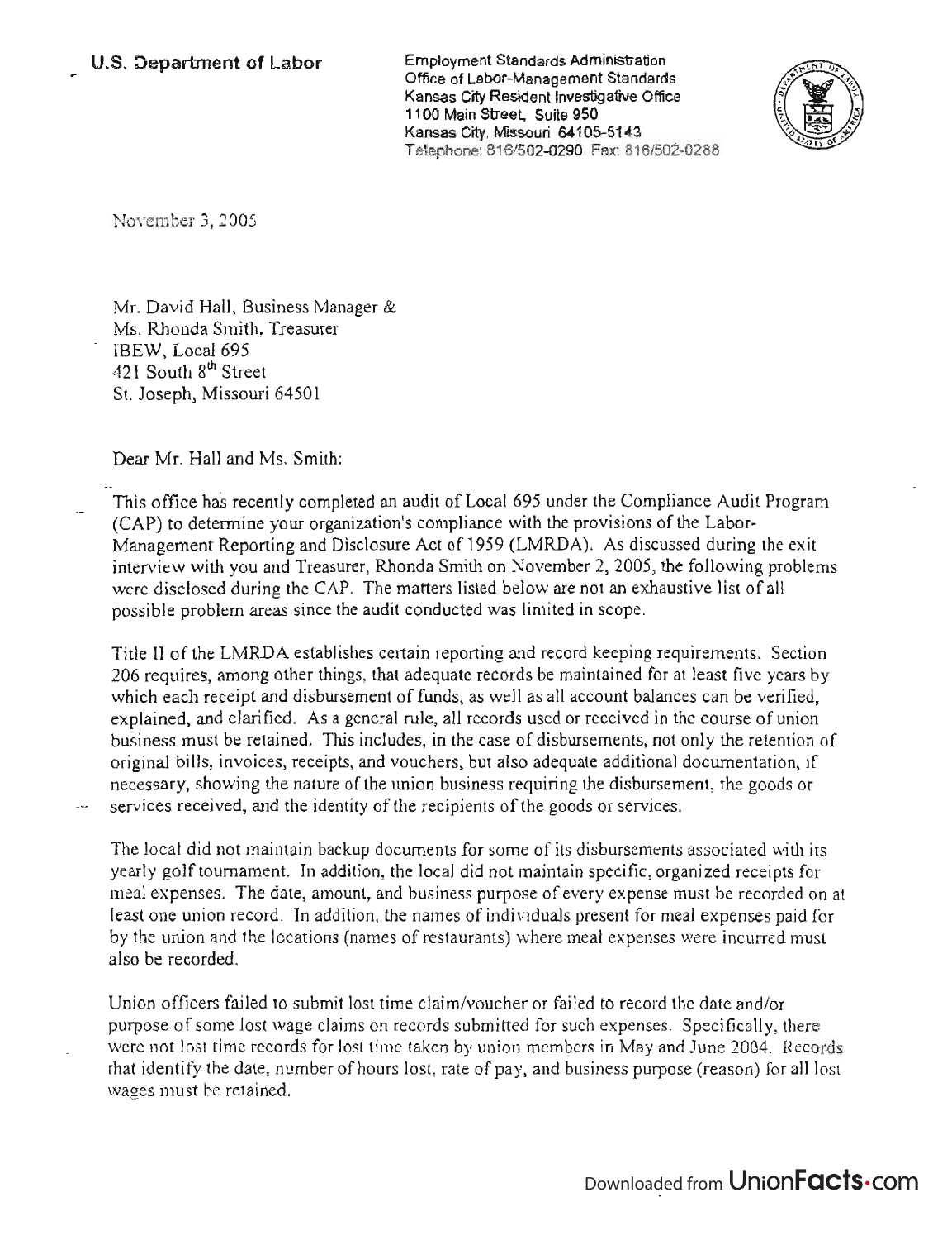**U.S. Department of Labor**

Employment Standards Administration
Office of Labor-Management Standards
Kansas City Resident Investigative Office
1100 Main Street, Suite 950
Kansas City, Missouri 64105-5143
Telephone: 816/502-0290 Fax: 816/502-0288

November 3, 2005

Mr. David Hall, Business Manager &
Ms. Rhonda Smith, Treasurer
IBEW, Local 695
421 South 8th Street
St. Joseph, Missouri 64501

Dear Mr. Hall and Ms. Smith:

This office has recently completed an audit of Local 695 under the Compliance Audit Program (CAP) to determine your organization's compliance with the provisions of the Labor-Management Reporting and Disclosure Act of 1959 (LMRDA). As discussed during the exit interview with you and Treasurer, Rhonda Smith on November 2, 2005, the following problems were disclosed during the CAP. The matters listed below are not an exhaustive list of all possible problem areas since the audit conducted was limited in scope.

Title II of the LMRDA establishes certain reporting and record keeping requirements. Section 206 requires, among other things, that adequate records be maintained for at least five years by which each receipt and disbursement of funds, as well as all account balances can be verified, explained, and clarified. As a general rule, all records used or received in the course of union business must be retained. This includes, in the case of disbursements, not only the retention of original bills, invoices, receipts, and vouchers, but also adequate additional documentation, if necessary, showing the nature of the union business requiring the disbursement, the goods or services received, and the identity of the recipients of the goods or services.

The local did not maintain backup documents for some of its disbursements associated with its yearly golf tournament. In addition, the local did not maintain specific, organized receipts for meal expenses. The date, amount, and business purpose of every expense must be recorded on at least one union record. In addition, the names of individuals present for meal expenses paid for by the union and the locations (names of restaurants) where meal expenses were incurred must also be recorded.

Union officers failed to submit lost time claim/voucher or failed to record the date and/or purpose of some lost wage claims on records submitted for such expenses. Specifically, there were not lost time records for lost time taken by union members in May and June 2004. Records that identify the date, number of hours lost, rate of pay, and business purpose (reason) for all lost wages must be retained.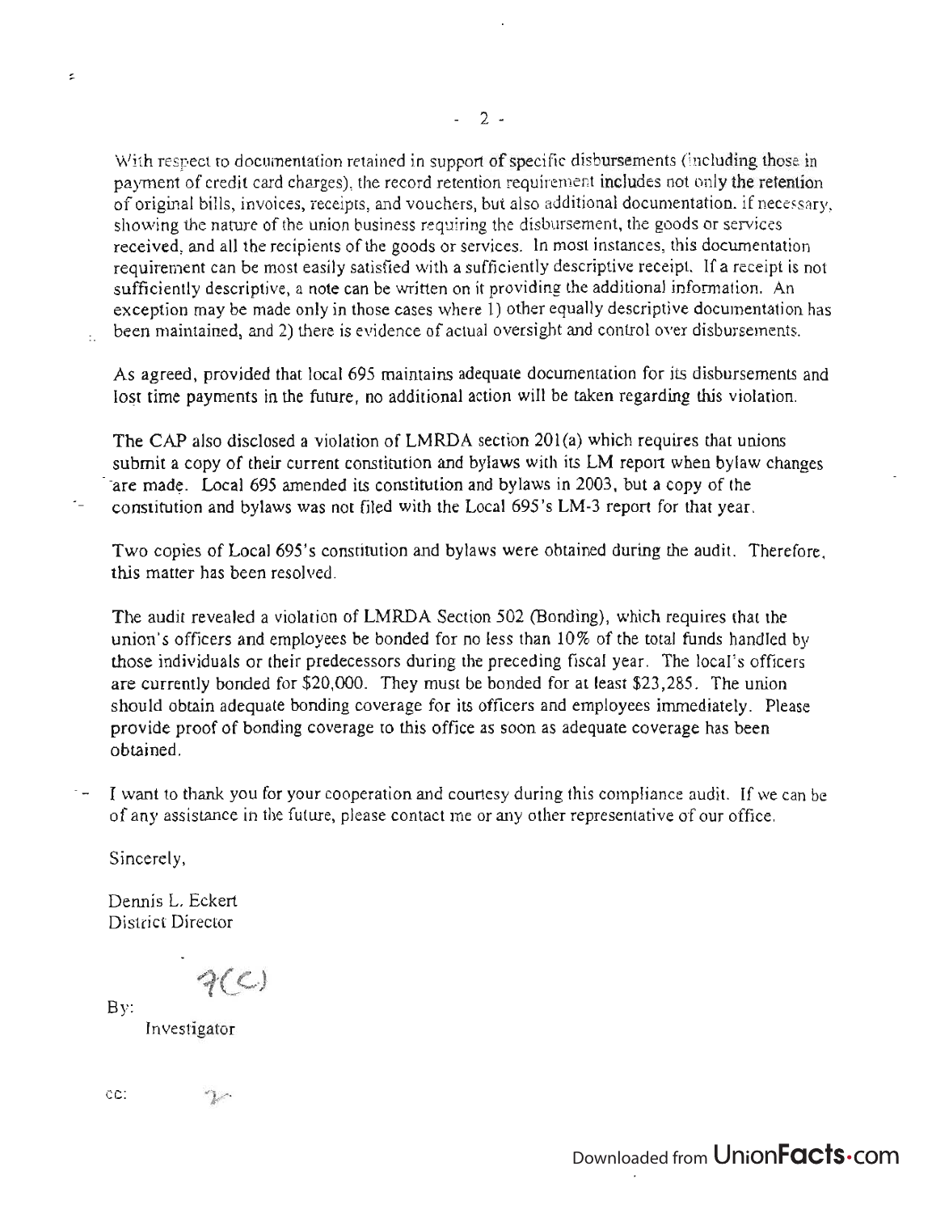With respect to documentation retained in support of specific disbursements (including those in payment of credit card charges), the record retention requirement includes not only the retention of original bills, invoices, receipts, and vouchers, but also additional documentation. if necessary, showing the nature of the union business requiring the disbursement, the goods or services received, and all the recipients of the goods or services. In most instances, this documentation requirement can be most easily satisfied with a sufficiently descriptive receipt. If a receipt is not sufficiently descriptive, a note can be written on it providing the additional information. An exception may be made only in those cases where 1) other equally descriptive documentation has been maintained, and 2) there is evidence of actual oversight and control over disbursements.

As agreed, provided that local 695 maintains adequate documentation for its disbursements and lost time payments in the future, no additional action will be taken regarding this violation.

The CAP also disclosed a violation of LMRDA section 201(a) which requires that unions submit a copy of their current constitution and bylaws with its LM report when bylaw changes are made. Local 695 amended its constitution and bylaws in 2003, but a copy of the constitution and bylaws was not filed with the Local 695's LM-3 report for that year.

Two copies of Local 695's constitution and bylaws were obtained during the audit. Therefore, this matter has been resolved.

The audit revealed a violation of LMRDA Section 502 (Bonding), which requires that the union's officers and employees be bonded for no less than 10% of the total funds handled by those individuals or their predecessors during the preceding fiscal year. The local's officers are currently bonded for $20,000. They must be bonded for at least $23,285. The union should obtain adequate bonding coverage for its officers and employees immediately. Please provide proof of bonding coverage to this office as soon as adequate coverage has been obtained.

I want to thank you for your cooperation and courtesy during this compliance audit. If we can be of any assistance in the future, please contact me or any other representative of our office.

Sincerely,

Dennis L. Eckert
District Director

By: 7(C)
Investigator

cc: 7